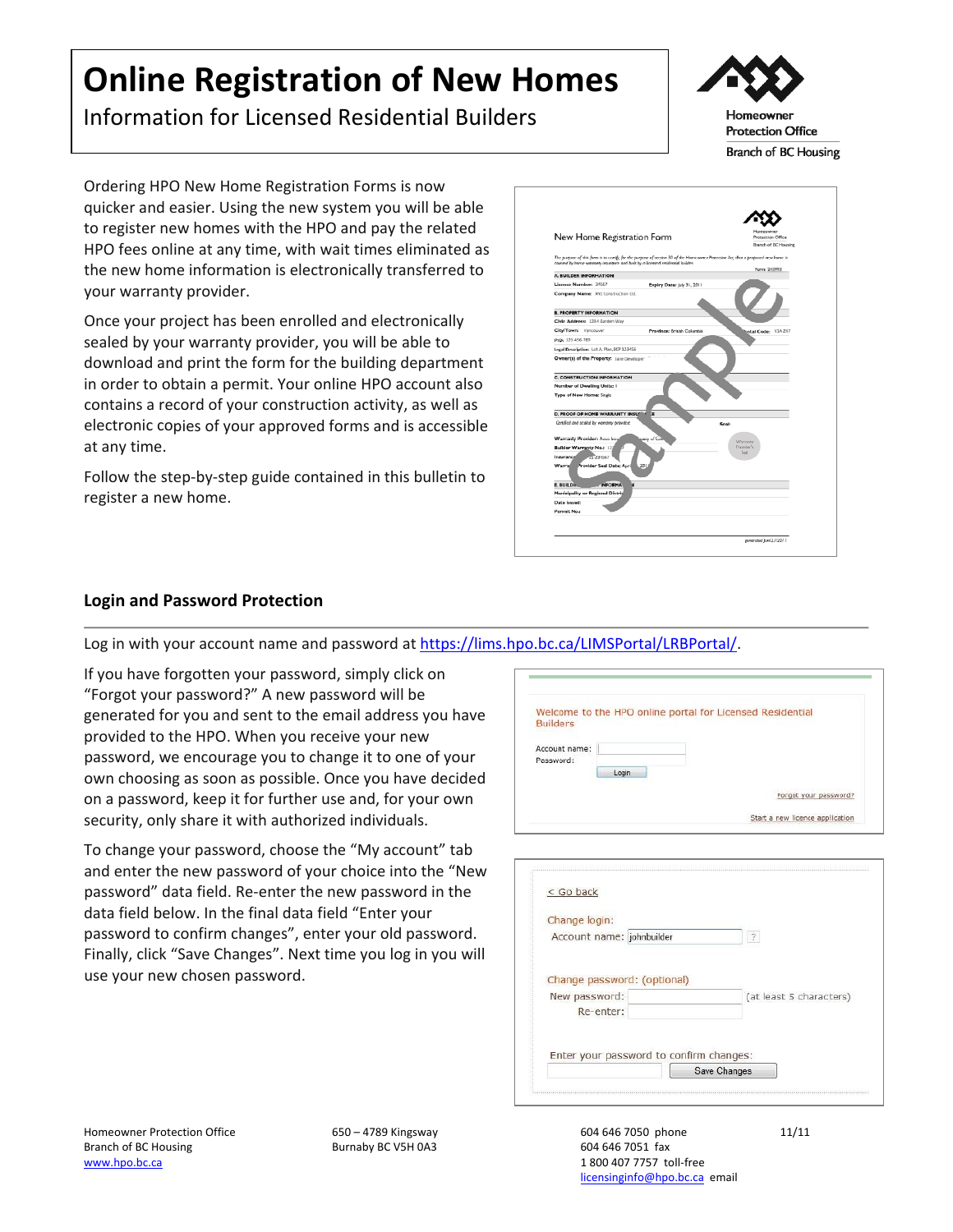# Online Registration of New Homes

Information for Licensed Residential Builders

Ordering HPO New Home Registration Forms is now quicker and easier. Using the new system you will be able to register new homes with the HPO and pay the related HPO fees online at any time, with wait times eliminated as the new home information is electronically transferred to your warranty provider.

Once your project has been enrolled and electronically sealed by your warranty provider, you will be able to download and print the form for the building department in order to obtain a permit. Your online HPO account also contains a record of your construction activity, as well as electronic copies of your approved forms and is accessible at any time.

Follow the step-by-step guide contained in this bulletin to register a new home.

## Login and Password Protection

Log in with your account name and password at [https://lims.hpo.bc.ca/LIMSPortal/LRBPortal/](https://lims.hpo.bc.ca/LIMSPortal/LRBPortal/).

If you have forgotten your password, simply click on "Forgot your password?" A new password will be generated for you and sent to the email address you have provided to the HPO. When you receive your new password, we encourage you to change it to one of your own choosing as soon as possible. Once you have decided on a password, keep it for further use and, for your own security, only share it with authorized individuals.

To change your password, choose the "My account" tab and enter the new password of your choice into the "New password" data field. Re-enter the new password in the data field below. In the final data field "Enter your password to confirm changes", enter your old password. Finally, click "Save Changes". Next time you log in you will use your new chosen password.

Homeowner Protection Office
Branch of BC Housing
[www.hpo.bc.ca](http://www.hpo.bc.ca)

650 – 4789 Kingsway
Burnaby BC V5H 0A3

604 646 7050 phone
604 646 7051 fax
1 800 407 7757 toll-free
[licensinginfo@hpo.bc.ca](mailto:licensinginfo@hpo.bc.ca) email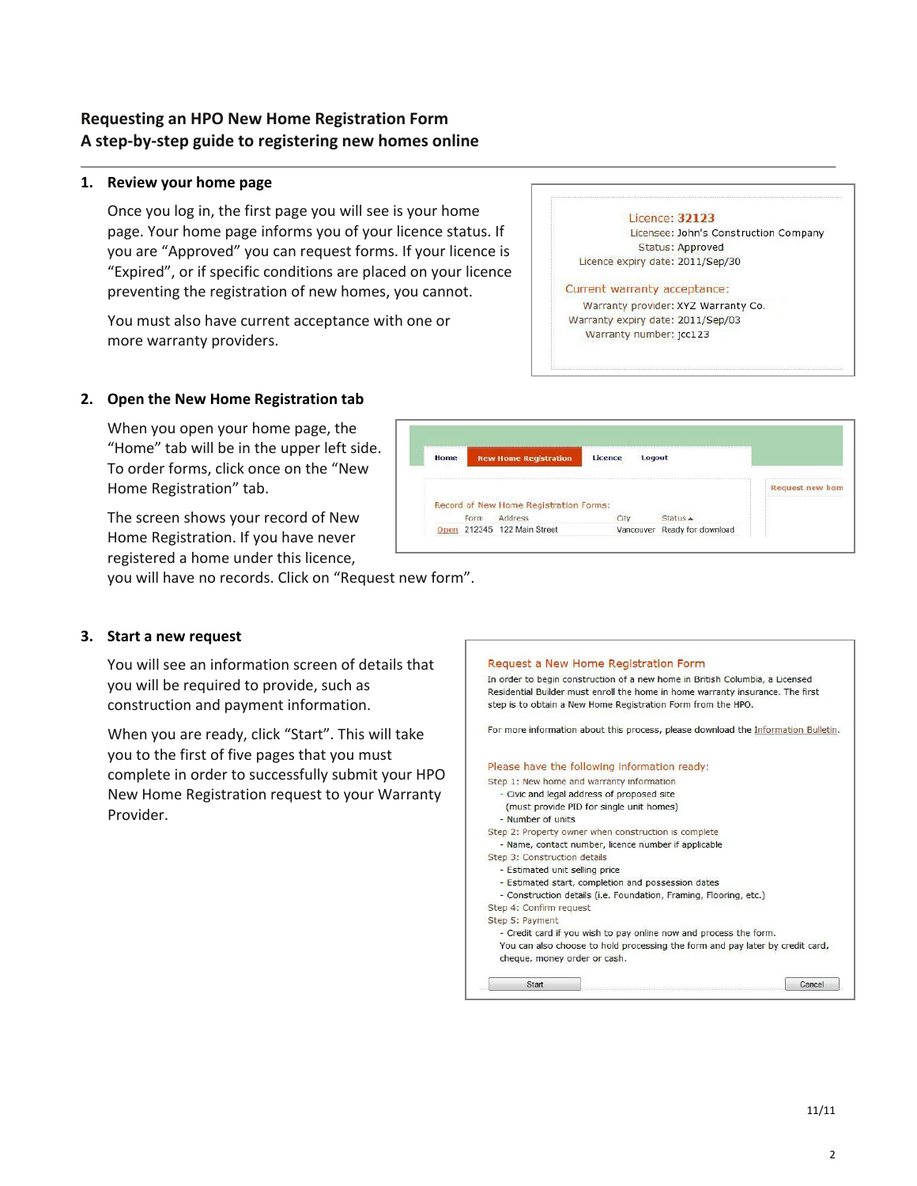## Requesting an HPO New Home Registration Form
## A step-by-step guide to registering new homes online

### 1. Review your home page

Once you log in, the first page you will see is your home page. Your home page informs you of your licence status. If you are "Approved" you can request forms. If your licence is "Expired", or if specific conditions are placed on your licence preventing the registration of new homes, you cannot.

You must also have current acceptance with one or more warranty providers.

Licence: 32123
Licensee: John's Construction Company
Status: Approved
Licence expiry date: 2011/Sep/30

Current warranty acceptance:
Warranty provider: XYZ Warranty Co.
Warranty expiry date: 2011/Sep/03
Warranty number: jcc123

### 2. Open the New Home Registration tab

When you open your home page, the "Home" tab will be in the upper left side. To order forms, click once on the "New Home Registration" tab.

The screen shows your record of New Home Registration. If you have never registered a home under this licence, you will have no records. Click on "Request new form".

Home | New Home Registration | Licence | Logout

Request new hom

Record of New Home Registration Forms:

| | Form | Address | City | Status ▲ |
|---|---|---|---|---|
| Open | 212345 | 122 Main Street | Vancouver | Ready for download |

### 3. Start a new request

You will see an information screen of details that you will be required to provide, such as construction and payment information.

When you are ready, click "Start". This will take you to the first of five pages that you must complete in order to successfully submit your HPO New Home Registration request to your Warranty Provider.

Request a New Home Registration Form

In order to begin construction of a new home in British Columbia, a Licensed Residential Builder must enroll the home in home warranty insurance. The first step is to obtain a New Home Registration Form from the HPO.

For more information about this process, please download the Information Bulletin.

Please have the following information ready:

Step 1: New home and warranty information
- Civic and legal address of proposed site (must provide PID for single unit homes)
- Number of units

Step 2: Property owner when construction is complete
- Name, contact number, licence number if applicable

Step 3: Construction details
- Estimated unit selling price
- Estimated start, completion and possession dates
- Construction details (i.e. Foundation, Framing, Flooring, etc.)

Step 4: Confirm request

Step 5: Payment
- Credit card if you wish to pay online now and process the form. You can also choose to hold processing the form and pay later by credit card, cheque, money order or cash.

Start | Cancel

11/11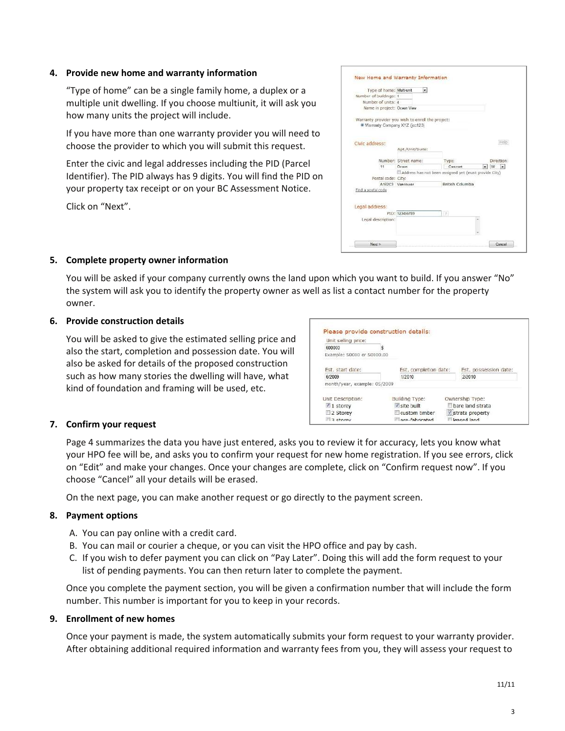4. **Provide new home and warranty information**

   "Type of home" can be a single family home, a duplex or a multiple unit dwelling. If you choose multiunit, it will ask you how many units the project will include.

   If you have more than one warranty provider you will need to choose the provider to which you will submit this request.

   Enter the civic and legal addresses including the PID (Parcel Identifier). The PID always has 9 digits. You will find the PID on your property tax receipt or on your BC Assessment Notice.

   Click on "Next".

5. **Complete property owner information**

   You will be asked if your company currently owns the land upon which you want to build. If you answer "No" the system will ask you to identify the property owner as well as list a contact number for the property owner.

6. **Provide construction details**

   You will be asked to give the estimated selling price and also the start, completion and possession date. You will also be asked for details of the proposed construction such as how many stories the dwelling will have, what kind of foundation and framing will be used, etc.

7. **Confirm your request**

   Page 4 summarizes the data you have just entered, asks you to review it for accuracy, lets you know what your HPO fee will be, and asks you to confirm your request for new home registration. If you see errors, click on "Edit" and make your changes. Once your changes are complete, click on "Confirm request now". If you choose "Cancel" all your details will be erased.

   On the next page, you can make another request or go directly to the payment screen.

8. **Payment options**

   A. You can pay online with a credit card.
   B. You can mail or courier a cheque, or you can visit the HPO office and pay by cash.
   C. If you wish to defer payment you can click on "Pay Later". Doing this will add the form request to your list of pending payments. You can then return later to complete the payment.

   Once you complete the payment section, you will be given a confirmation number that will include the form number. This number is important for you to keep in your records.

9. **Enrollment of new homes**

   Once your payment is made, the system automatically submits your form request to your warranty provider. After obtaining additional required information and warranty fees from you, they will assess your request to

11/11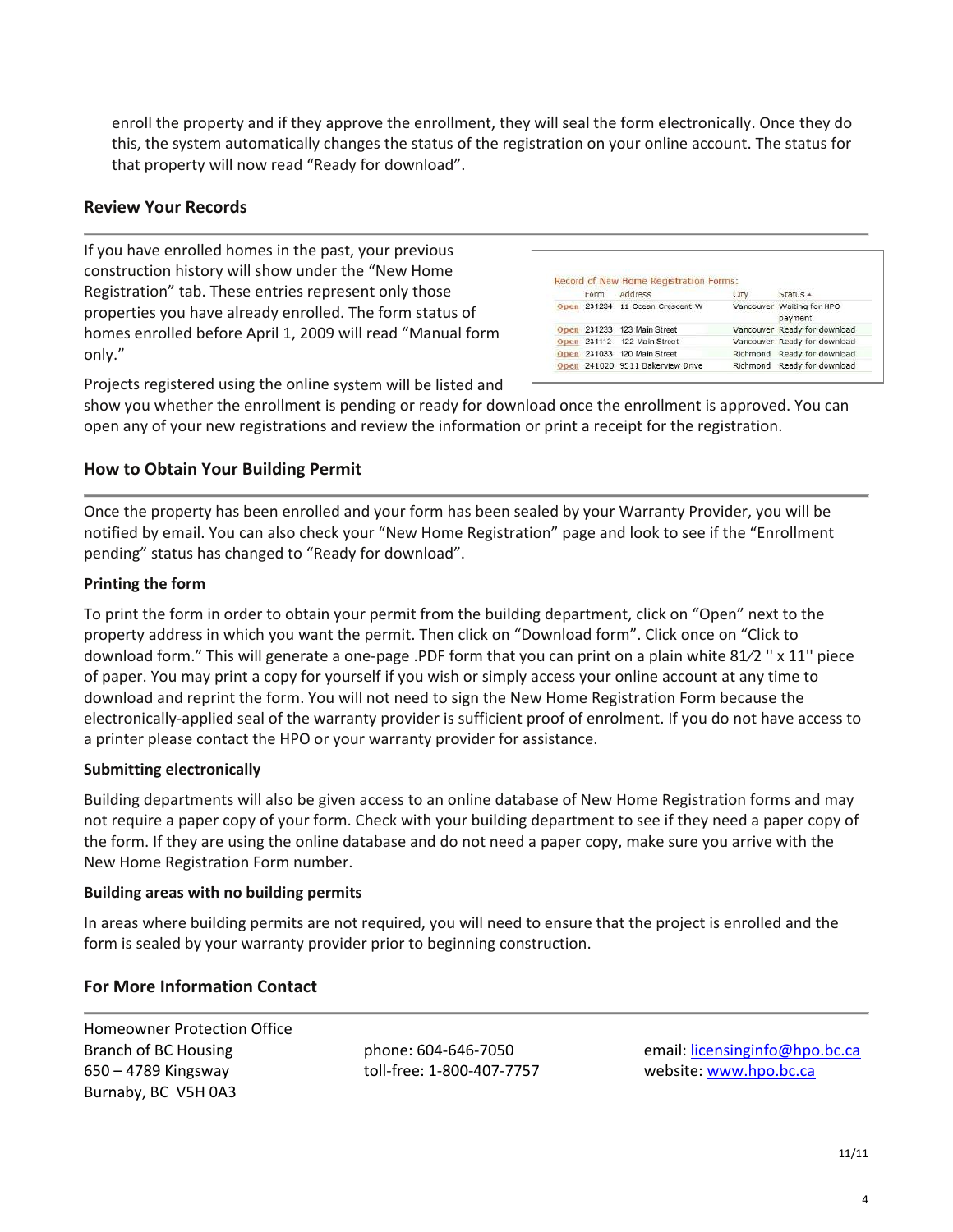enroll the property and if they approve the enrollment, they will seal the form electronically. Once they do this, the system automatically changes the status of the registration on your online account. The status for that property will now read "Ready for download".

## Review Your Records

If you have enrolled homes in the past, your previous construction history will show under the "New Home Registration" tab. These entries represent only those properties you have already enrolled. The form status of homes enrolled before April 1, 2009 will read "Manual form only."

Record of New Home Registration Forms:

| | Form | Address | City | Status |
|---|---|---|---|---|
| Open | 231234 | 11 Ocean Crescent W | Vancouver | Waiting for HPO payment |
| Open | 231233 | 123 Main Street | Vancouver | Ready for download |
| Open | 231112 | 122 Main Street | Vancouver | Ready for download |
| Open | 231033 | 120 Main Street | Richmond | Ready for download |
| Open | 241020 | 9511 Bakerview Drive | Richmond | Ready for download |

Projects registered using the online system will be listed and show you whether the enrollment is pending or ready for download once the enrollment is approved. You can open any of your new registrations and review the information or print a receipt for the registration.

## How to Obtain Your Building Permit

Once the property has been enrolled and your form has been sealed by your Warranty Provider, you will be notified by email. You can also check your "New Home Registration" page and look to see if the "Enrollment pending" status has changed to "Ready for download".

**Printing the form**

To print the form in order to obtain your permit from the building department, click on "Open" next to the property address in which you want the permit. Then click on "Download form". Click once on "Click to download form." This will generate a one-page .PDF form that you can print on a plain white 81⁄2 '' x 11'' piece of paper. You may print a copy for yourself if you wish or simply access your online account at any time to download and reprint the form. You will not need to sign the New Home Registration Form because the electronically-applied seal of the warranty provider is sufficient proof of enrolment. If you do not have access to a printer please contact the HPO or your warranty provider for assistance.

**Submitting electronically**

Building departments will also be given access to an online database of New Home Registration forms and may not require a paper copy of your form. Check with your building department to see if they need a paper copy of the form. If they are using the online database and do not need a paper copy, make sure you arrive with the New Home Registration Form number.

**Building areas with no building permits**

In areas where building permits are not required, you will need to ensure that the project is enrolled and the form is sealed by your warranty provider prior to beginning construction.

## For More Information Contact

Homeowner Protection Office
Branch of BC Housing
650 – 4789 Kingsway
Burnaby, BC V5H 0A3

phone: 604-646-7050
toll-free: 1-800-407-7757

email: licensinginfo@hpo.bc.ca
website: www.hpo.bc.ca